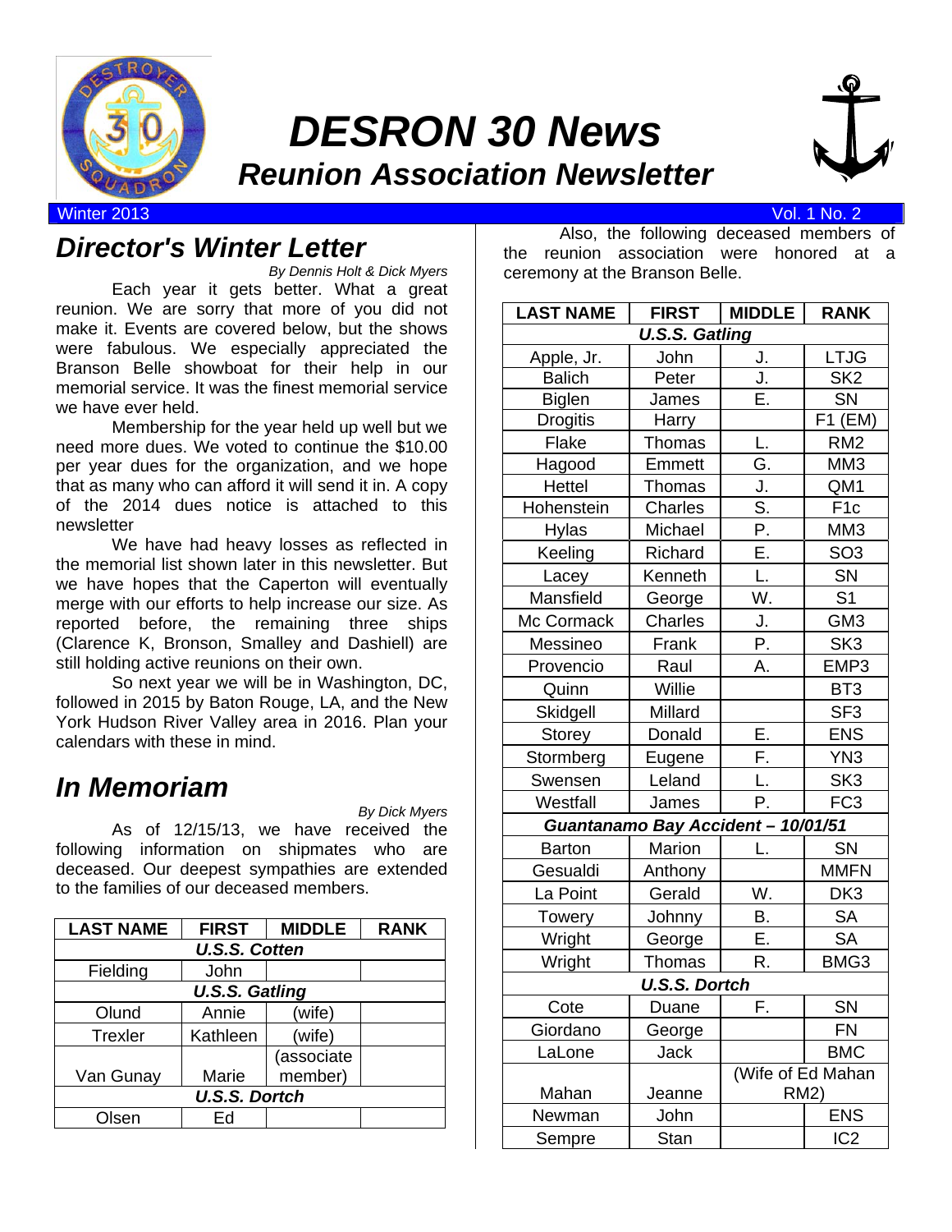# DESRON 30 News

## Reunion Association Newsletter

Winter 2013 Vol. 1 No. 2

## Director's Winter Letter

*By Dennis Holt & Dick Myers*

Each year it gets better. What a great reunion. We are sorry that more of you did not make it. Events are covered below, but the shows were fabulous. We especially appreciated the Branson Belle showboat for their help in our memorial service. It was the finest memorial service we have ever held.

Membership for the year held up well but we need more dues. We voted to continue the $10.00 per year dues for the organization, and we hope that as many who can afford it will send it in. A copy of the 2014 dues notice is attached to this newsletter

We have had heavy losses as reflected in the memorial list shown later in this newsletter. But we have hopes that the Caperton will eventually merge with our efforts to help increase our size. As reported before, the remaining three ships (Clarence K, Bronson, Smalley and Dashiell) are still holding active reunions on their own.

So next year we will be in Washington, DC, followed in 2015 by Baton Rouge, LA, and the New York Hudson River Valley area in 2016. Plan your calendars with these in mind.

## In Memoriam

*By Dick Myers*

As of 12/15/13, we have received the following information on shipmates who are deceased. Our deepest sympathies are extended to the families of our deceased members.

| LAST NAME | FIRST | MIDDLE | RANK |
|---|---|---|---|
| **U.S.S. Cotten** | | | |
| Fielding | John | | |
| **U.S.S. Gatling** | | | |
| Olund | Annie | (wife) | |
| Trexler | Kathleen | (wife) | |
| Van Gunay | Marie | (associate member) | |
| **U.S.S. Dortch** | | | |
| Olsen | Ed | | |

Also, the following deceased members of the reunion association were honored at a ceremony at the Branson Belle.

| LAST NAME | FIRST | MIDDLE | RANK |
|---|---|---|---|
| **U.S.S. Gatling** | | | |
| Apple, Jr. | John | J. | LTJG |
| Balich | Peter | J. | SK2 |
| Biglen | James | E. | SN |
| Drogitis | Harry | | F1 (EM) |
| Flake | Thomas | L. | RM2 |
| Hagood | Emmett | G. | MM3 |
| Hettel | Thomas | J. | QM1 |
| Hohenstein | Charles | S. | F1c |
| Hylas | Michael | P. | MM3 |
| Keeling | Richard | E. | SO3 |
| Lacey | Kenneth | L. | SN |
| Mansfield | George | W. | S1 |
| Mc Cormack | Charles | J. | GM3 |
| Messineo | Frank | P. | SK3 |
| Provencio | Raul | A. | EMP3 |
| Quinn | Willie | | BT3 |
| Skidgell | Millard | | SF3 |
| Storey | Donald | E. | ENS |
| Stormberg | Eugene | F. | YN3 |
| Swensen | Leland | L. | SK3 |
| Westfall | James | P. | FC3 |
| **Guantanamo Bay Accident – 10/01/51** | | | |
| Barton | Marion | L. | SN |
| Gesualdi | Anthony | | MMFN |
| La Point | Gerald | W. | DK3 |
| Towery | Johnny | B. | SA |
| Wright | George | E. | SA |
| Wright | Thomas | R. | BMG3 |
| **U.S.S. Dortch** | | | |
| Cote | Duane | F. | SN |
| Giordano | George | | FN |
| LaLone | Jack | | BMC |
| Mahan | Jeanne | (Wife of Ed Mahan RM2) | |
| Newman | John | | ENS |
| Sempre | Stan | | IC2 |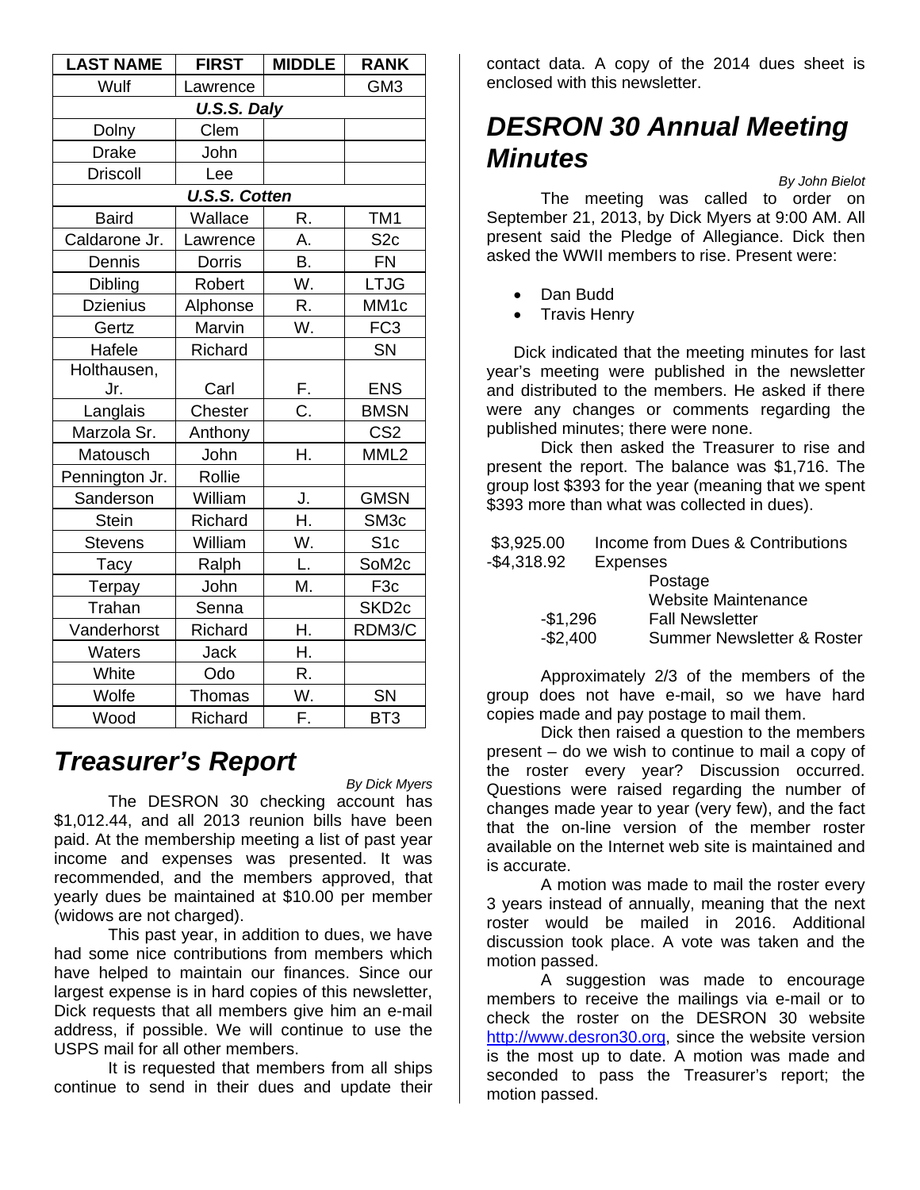| LAST NAME | FIRST | MIDDLE | RANK |
|---|---|---|---|
| Wulf | Lawrence | | GM3 |
| ***U.S.S. Daly*** | | | |
| Dolny | Clem | | |
| Drake | John | | |
| Driscoll | Lee | | |
| ***U.S.S. Cotten*** | | | |
| Baird | Wallace | R. | TM1 |
| Caldarone Jr. | Lawrence | A. | S2c |
| Dennis | Dorris | B. | FN |
| Dibling | Robert | W. | LTJG |
| Dzienius | Alphonse | R. | MM1c |
| Gertz | Marvin | W. | FC3 |
| Hafele | Richard | | SN |
| Holthausen, Jr. | Carl | F. | ENS |
| Langlais | Chester | C. | BMSN |
| Marzola Sr. | Anthony | | CS2 |
| Matousch | John | H. | MML2 |
| Pennington Jr. | Rollie | | |
| Sanderson | William | J. | GMSN |
| Stein | Richard | H. | SM3c |
| Stevens | William | W. | S1c |
| Tacy | Ralph | L. | SoM2c |
| Terpay | John | M. | F3c |
| Trahan | Senna | | SKD2c |
| Vanderhorst | Richard | H. | RDM3/C |
| Waters | Jack | H. | |
| White | Odo | R. | |
| Wolfe | Thomas | W. | SN |
| Wood | Richard | F. | BT3 |

## Treasurer's Report

*By Dick Myers*

The DESRON 30 checking account has $1,012.44, and all 2013 reunion bills have been paid. At the membership meeting a list of past year income and expenses was presented. It was recommended, and the members approved, that yearly dues be maintained at $10.00 per member (widows are not charged).

This past year, in addition to dues, we have had some nice contributions from members which have helped to maintain our finances. Since our largest expense is in hard copies of this newsletter, Dick requests that all members give him an e-mail address, if possible. We will continue to use the USPS mail for all other members.

It is requested that members from all ships continue to send in their dues and update their contact data. A copy of the 2014 dues sheet is enclosed with this newsletter.

## DESRON 30 Annual Meeting Minutes

*By John Bielot*

The meeting was called to order on September 21, 2013, by Dick Myers at 9:00 AM. All present said the Pledge of Allegiance. Dick then asked the WWII members to rise. Present were:

- Dan Budd
- Travis Henry

Dick indicated that the meeting minutes for last year's meeting were published in the newsletter and distributed to the members. He asked if there were any changes or comments regarding the published minutes; there were none.

Dick then asked the Treasurer to rise and present the report. The balance was $1,716. The group lost $393 for the year (meaning that we spent $393 more than what was collected in dues).

| | | |
|---|---|---|
| $3,925.00 | Income from Dues & Contributions | |
| -$4,318.92 | Expenses | |
| | | Postage |
| | | Website Maintenance |
| | -$1,296 | Fall Newsletter |
| | -$2,400 | Summer Newsletter & Roster |

Approximately 2/3 of the members of the group does not have e-mail, so we have hard copies made and pay postage to mail them.

Dick then raised a question to the members present – do we wish to continue to mail a copy of the roster every year? Discussion occurred. Questions were raised regarding the number of changes made year to year (very few), and the fact that the on-line version of the member roster available on the Internet web site is maintained and is accurate.

A motion was made to mail the roster every 3 years instead of annually, meaning that the next roster would be mailed in 2016. Additional discussion took place. A vote was taken and the motion passed.

A suggestion was made to encourage members to receive the mailings via e-mail or to check the roster on the DESRON 30 website http://www.desron30.org, since the website version is the most up to date. A motion was made and seconded to pass the Treasurer's report; the motion passed.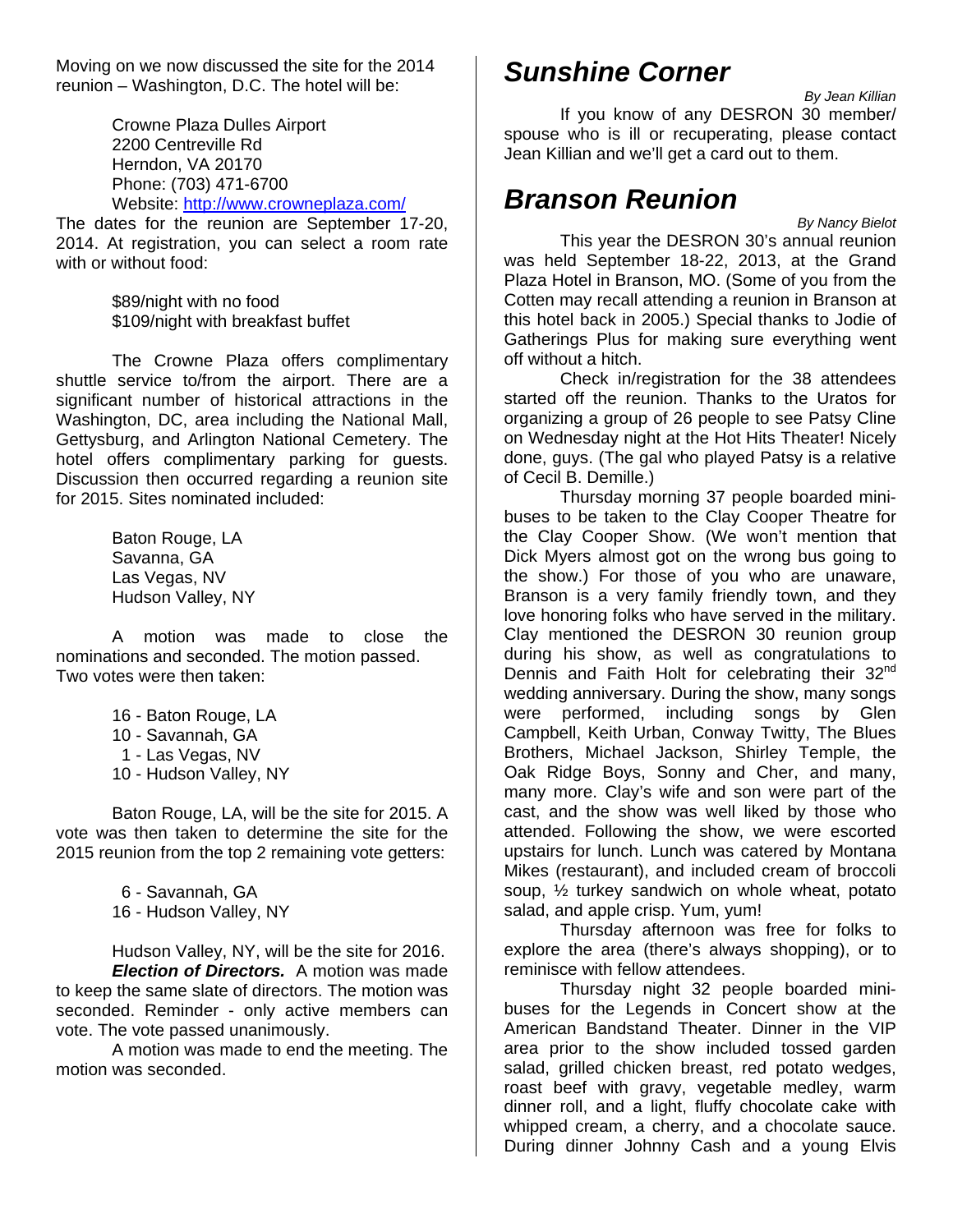Moving on we now discussed the site for the 2014 reunion – Washington, D.C. The hotel will be:

Crowne Plaza Dulles Airport
2200 Centreville Rd
Herndon, VA 20170
Phone: (703) 471-6700
Website: http://www.crowneplaza.com/

The dates for the reunion are September 17-20, 2014. At registration, you can select a room rate with or without food:

$89/night with no food
$109/night with breakfast buffet

The Crowne Plaza offers complimentary shuttle service to/from the airport. There are a significant number of historical attractions in the Washington, DC, area including the National Mall, Gettysburg, and Arlington National Cemetery. The hotel offers complimentary parking for guests. Discussion then occurred regarding a reunion site for 2015. Sites nominated included:

Baton Rouge, LA
Savanna, GA
Las Vegas, NV
Hudson Valley, NY

A motion was made to close the nominations and seconded. The motion passed. Two votes were then taken:

16 - Baton Rouge, LA
10 - Savannah, GA
1 - Las Vegas, NV
10 - Hudson Valley, NY

Baton Rouge, LA, will be the site for 2015. A vote was then taken to determine the site for the 2015 reunion from the top 2 remaining vote getters:

6 - Savannah, GA
16 - Hudson Valley, NY

Hudson Valley, NY, will be the site for 2016.

***Election of Directors.*** A motion was made to keep the same slate of directors. The motion was seconded. Reminder - only active members can vote. The vote passed unanimously.

A motion was made to end the meeting. The motion was seconded.

## Sunshine Corner

*By Jean Killian*

If you know of any DESRON 30 member/ spouse who is ill or recuperating, please contact Jean Killian and we'll get a card out to them.

## Branson Reunion

*By Nancy Bielot*

This year the DESRON 30's annual reunion was held September 18-22, 2013, at the Grand Plaza Hotel in Branson, MO. (Some of you from the Cotten may recall attending a reunion in Branson at this hotel back in 2005.) Special thanks to Jodie of Gatherings Plus for making sure everything went off without a hitch.

Check in/registration for the 38 attendees started off the reunion. Thanks to the Uratos for organizing a group of 26 people to see Patsy Cline on Wednesday night at the Hot Hits Theater! Nicely done, guys. (The gal who played Patsy is a relative of Cecil B. Demille.)

Thursday morning 37 people boarded mini-buses to be taken to the Clay Cooper Theatre for the Clay Cooper Show. (We won't mention that Dick Myers almost got on the wrong bus going to the show.) For those of you who are unaware, Branson is a very family friendly town, and they love honoring folks who have served in the military. Clay mentioned the DESRON 30 reunion group during his show, as well as congratulations to Dennis and Faith Holt for celebrating their 32nd wedding anniversary. During the show, many songs were performed, including songs by Glen Campbell, Keith Urban, Conway Twitty, The Blues Brothers, Michael Jackson, Shirley Temple, the Oak Ridge Boys, Sonny and Cher, and many, many more. Clay's wife and son were part of the cast, and the show was well liked by those who attended. Following the show, we were escorted upstairs for lunch. Lunch was catered by Montana Mikes (restaurant), and included cream of broccoli soup, ½ turkey sandwich on whole wheat, potato salad, and apple crisp. Yum, yum!

Thursday afternoon was free for folks to explore the area (there's always shopping), or to reminisce with fellow attendees.

Thursday night 32 people boarded mini-buses for the Legends in Concert show at the American Bandstand Theater. Dinner in the VIP area prior to the show included tossed garden salad, grilled chicken breast, red potato wedges, roast beef with gravy, vegetable medley, warm dinner roll, and a light, fluffy chocolate cake with whipped cream, a cherry, and a chocolate sauce. During dinner Johnny Cash and a young Elvis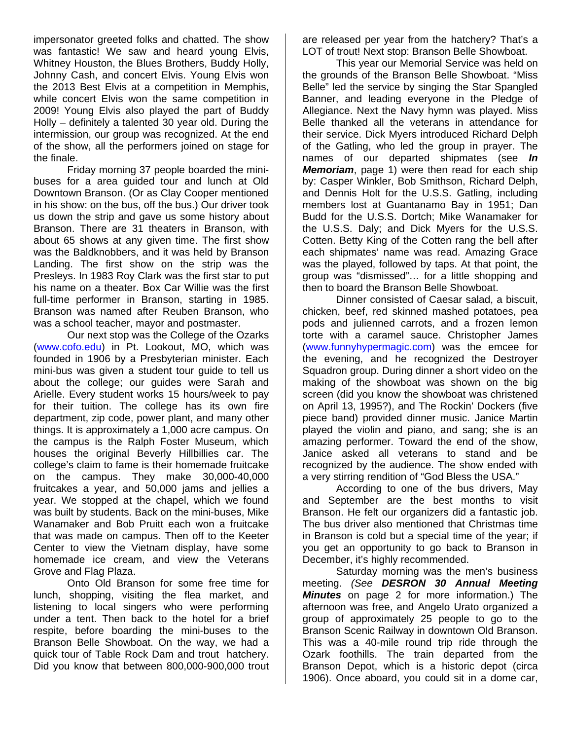impersonator greeted folks and chatted. The show was fantastic! We saw and heard young Elvis, Whitney Houston, the Blues Brothers, Buddy Holly, Johnny Cash, and concert Elvis. Young Elvis won the 2013 Best Elvis at a competition in Memphis, while concert Elvis won the same competition in 2009! Young Elvis also played the part of Buddy Holly – definitely a talented 30 year old. During the intermission, our group was recognized. At the end of the show, all the performers joined on stage for the finale.

Friday morning 37 people boarded the mini-buses for a area guided tour and lunch at Old Downtown Branson. (Or as Clay Cooper mentioned in his show: on the bus, off the bus.) Our driver took us down the strip and gave us some history about Branson. There are 31 theaters in Branson, with about 65 shows at any given time. The first show was the Baldknobbers, and it was held by Branson Landing. The first show on the strip was the Presleys. In 1983 Roy Clark was the first star to put his name on a theater. Box Car Willie was the first full-time performer in Branson, starting in 1985. Branson was named after Reuben Branson, who was a school teacher, mayor and postmaster.

Our next stop was the College of the Ozarks (www.cofo.edu) in Pt. Lookout, MO, which was founded in 1906 by a Presbyterian minister. Each mini-bus was given a student tour guide to tell us about the college; our guides were Sarah and Arielle. Every student works 15 hours/week to pay for their tuition. The college has its own fire department, zip code, power plant, and many other things. It is approximately a 1,000 acre campus. On the campus is the Ralph Foster Museum, which houses the original Beverly Hillbillies car. The college's claim to fame is their homemade fruitcake on the campus. They make 30,000-40,000 fruitcakes a year, and 50,000 jams and jellies a year. We stopped at the chapel, which we found was built by students. Back on the mini-buses, Mike Wanamaker and Bob Pruitt each won a fruitcake that was made on campus. Then off to the Keeter Center to view the Vietnam display, have some homemade ice cream, and view the Veterans Grove and Flag Plaza.

Onto Old Branson for some free time for lunch, shopping, visiting the flea market, and listening to local singers who were performing under a tent. Then back to the hotel for a brief respite, before boarding the mini-buses to the Branson Belle Showboat. On the way, we had a quick tour of Table Rock Dam and trout hatchery. Did you know that between 800,000-900,000 trout are released per year from the hatchery? That's a LOT of trout! Next stop: Branson Belle Showboat.

This year our Memorial Service was held on the grounds of the Branson Belle Showboat. "Miss Belle" led the service by singing the Star Spangled Banner, and leading everyone in the Pledge of Allegiance. Next the Navy hymn was played. Miss Belle thanked all the veterans in attendance for their service. Dick Myers introduced Richard Delph of the Gatling, who led the group in prayer. The names of our departed shipmates (see ***In Memoriam***, page 1) were then read for each ship by: Casper Winkler, Bob Smithson, Richard Delph, and Dennis Holt for the U.S.S. Gatling, including members lost at Guantanamo Bay in 1951; Dan Budd for the U.S.S. Dortch; Mike Wanamaker for the U.S.S. Daly; and Dick Myers for the U.S.S. Cotten. Betty King of the Cotten rang the bell after each shipmates' name was read. Amazing Grace was the played, followed by taps. At that point, the group was "dismissed"… for a little shopping and then to board the Branson Belle Showboat.

Dinner consisted of Caesar salad, a biscuit, chicken, beef, red skinned mashed potatoes, pea pods and julienned carrots, and a frozen lemon torte with a caramel sauce. Christopher James (www.funnyhypermagic.com) was the emcee for the evening, and he recognized the Destroyer Squadron group. During dinner a short video on the making of the showboat was shown on the big screen (did you know the showboat was christened on April 13, 1995?), and The Rockin' Dockers (five piece band) provided dinner music. Janice Martin played the violin and piano, and sang; she is an amazing performer. Toward the end of the show, Janice asked all veterans to stand and be recognized by the audience. The show ended with a very stirring rendition of "God Bless the USA."

According to one of the bus drivers, May and September are the best months to visit Branson. He felt our organizers did a fantastic job. The bus driver also mentioned that Christmas time in Branson is cold but a special time of the year; if you get an opportunity to go back to Branson in December, it's highly recommended.

Saturday morning was the men's business meeting. *(See* ***DESRON 30 Annual Meeting Minutes*** on page 2 for more information.) The afternoon was free, and Angelo Urato organized a group of approximately 25 people to go to the Branson Scenic Railway in downtown Old Branson. This was a 40-mile round trip ride through the Ozark foothills. The train departed from the Branson Depot, which is a historic depot (circa 1906). Once aboard, you could sit in a dome car,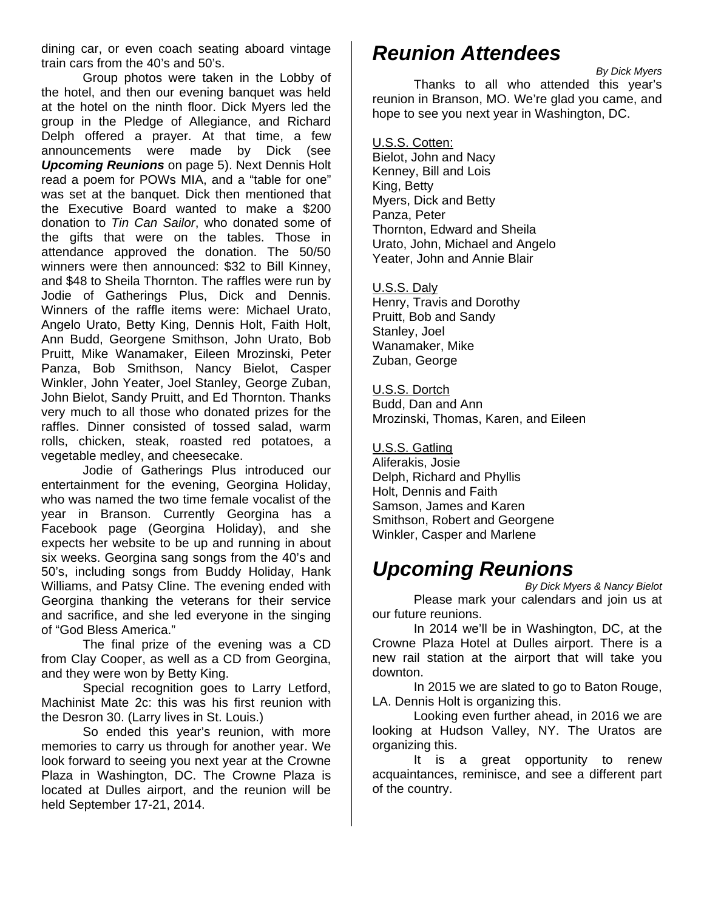dining car, or even coach seating aboard vintage train cars from the 40's and 50's.

Group photos were taken in the Lobby of the hotel, and then our evening banquet was held at the hotel on the ninth floor. Dick Myers led the group in the Pledge of Allegiance, and Richard Delph offered a prayer. At that time, a few announcements were made by Dick (see ***Upcoming Reunions*** on page 5). Next Dennis Holt read a poem for POWs MIA, and a "table for one" was set at the banquet. Dick then mentioned that the Executive Board wanted to make a $200 donation to *Tin Can Sailor*, who donated some of the gifts that were on the tables. Those in attendance approved the donation. The 50/50 winners were then announced: $32 to Bill Kinney, and $48 to Sheila Thornton. The raffles were run by Jodie of Gatherings Plus, Dick and Dennis. Winners of the raffle items were: Michael Urato, Angelo Urato, Betty King, Dennis Holt, Faith Holt, Ann Budd, Georgene Smithson, John Urato, Bob Pruitt, Mike Wanamaker, Eileen Mrozinski, Peter Panza, Bob Smithson, Nancy Bielot, Casper Winkler, John Yeater, Joel Stanley, George Zuban, John Bielot, Sandy Pruitt, and Ed Thornton. Thanks very much to all those who donated prizes for the raffles. Dinner consisted of tossed salad, warm rolls, chicken, steak, roasted red potatoes, a vegetable medley, and cheesecake.

Jodie of Gatherings Plus introduced our entertainment for the evening, Georgina Holiday, who was named the two time female vocalist of the year in Branson. Currently Georgina has a Facebook page (Georgina Holiday), and she expects her website to be up and running in about six weeks. Georgina sang songs from the 40's and 50's, including songs from Buddy Holiday, Hank Williams, and Patsy Cline. The evening ended with Georgina thanking the veterans for their service and sacrifice, and she led everyone in the singing of "God Bless America."

The final prize of the evening was a CD from Clay Cooper, as well as a CD from Georgina, and they were won by Betty King.

Special recognition goes to Larry Letford, Machinist Mate 2c: this was his first reunion with the Desron 30. (Larry lives in St. Louis.)

So ended this year's reunion, with more memories to carry us through for another year. We look forward to seeing you next year at the Crowne Plaza in Washington, DC. The Crowne Plaza is located at Dulles airport, and the reunion will be held September 17-21, 2014.

# *Reunion Attendees*

*By Dick Myers*

Thanks to all who attended this year's reunion in Branson, MO. We're glad you came, and hope to see you next year in Washington, DC.

U.S.S. Cotten:
Bielot, John and Nacy
Kenney, Bill and Lois
King, Betty
Myers, Dick and Betty
Panza, Peter
Thornton, Edward and Sheila
Urato, John, Michael and Angelo
Yeater, John and Annie Blair

U.S.S. Daly
Henry, Travis and Dorothy
Pruitt, Bob and Sandy
Stanley, Joel
Wanamaker, Mike
Zuban, George

U.S.S. Dortch
Budd, Dan and Ann
Mrozinski, Thomas, Karen, and Eileen

U.S.S. Gatling
Aliferakis, Josie
Delph, Richard and Phyllis
Holt, Dennis and Faith
Samson, James and Karen
Smithson, Robert and Georgene
Winkler, Casper and Marlene

# *Upcoming Reunions*

*By Dick Myers & Nancy Bielot*

Please mark your calendars and join us at our future reunions.

In 2014 we'll be in Washington, DC, at the Crowne Plaza Hotel at Dulles airport. There is a new rail station at the airport that will take you downton.

In 2015 we are slated to go to Baton Rouge, LA. Dennis Holt is organizing this.

Looking even further ahead, in 2016 we are looking at Hudson Valley, NY. The Uratos are organizing this.

It is a great opportunity to renew acquaintances, reminisce, and see a different part of the country.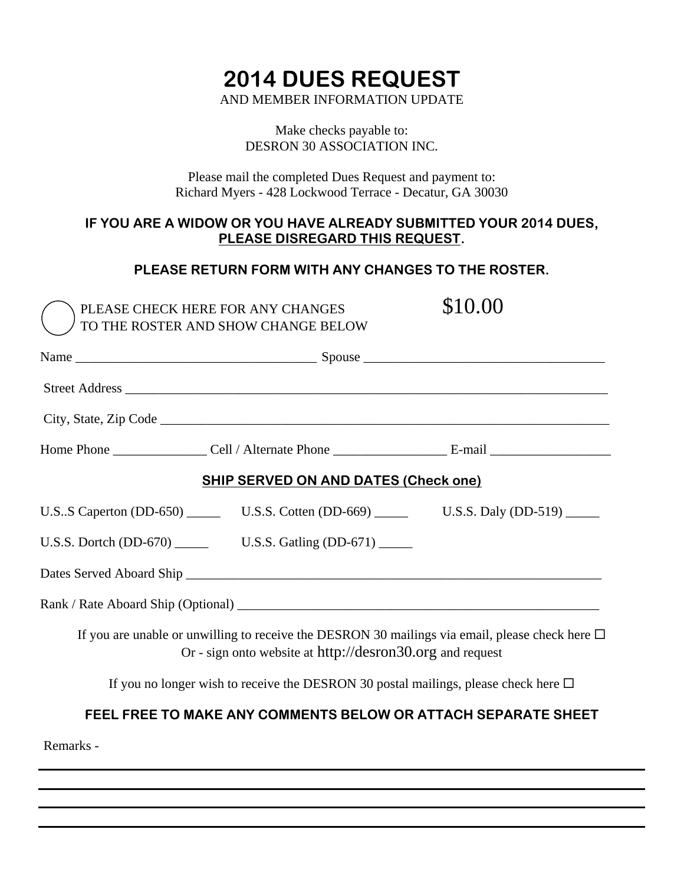# 2014 DUES REQUEST

AND MEMBER INFORMATION UPDATE

Make checks payable to:
DESRON 30 ASSOCIATION INC.

Please mail the completed Dues Request and payment to:
Richard Myers - 428 Lockwood Terrace - Decatur, GA 30030

**IF YOU ARE A WIDOW OR YOU HAVE ALREADY SUBMITTED YOUR 2014 DUES, PLEASE DISREGARD THIS REQUEST.**

**PLEASE RETURN FORM WITH ANY CHANGES TO THE ROSTER.**

◯ PLEASE CHECK HERE FOR ANY CHANGES TO THE ROSTER AND SHOW CHANGE BELOW

$10.00

Name ___________________________________ Spouse ___________________________________

Street Address ___________________________________________________________________________

City, State, Zip Code _____________________________________________________________________

Home Phone ______________ Cell / Alternate Phone _________________ E-mail __________________

**SHIP SERVED ON AND DATES (Check one)**

U.S..S Caperton (DD-650) _____ U.S.S. Cotten (DD-669) _____ U.S.S. Daly (DD-519) _____

U.S.S. Dortch (DD-670) _____ U.S.S. Gatling (DD-671) _____

Dates Served Aboard Ship _________________________________________________________________

Rank / Rate Aboard Ship (Optional) ________________________________________________________

If you are unable or unwilling to receive the DESRON 30 mailings via email, please check here ☐
Or - sign onto website at http://desron30.org and request

If you no longer wish to receive the DESRON 30 postal mailings, please check here ☐

**FEEL FREE TO MAKE ANY COMMENTS BELOW OR ATTACH SEPARATE SHEET**

Remarks -